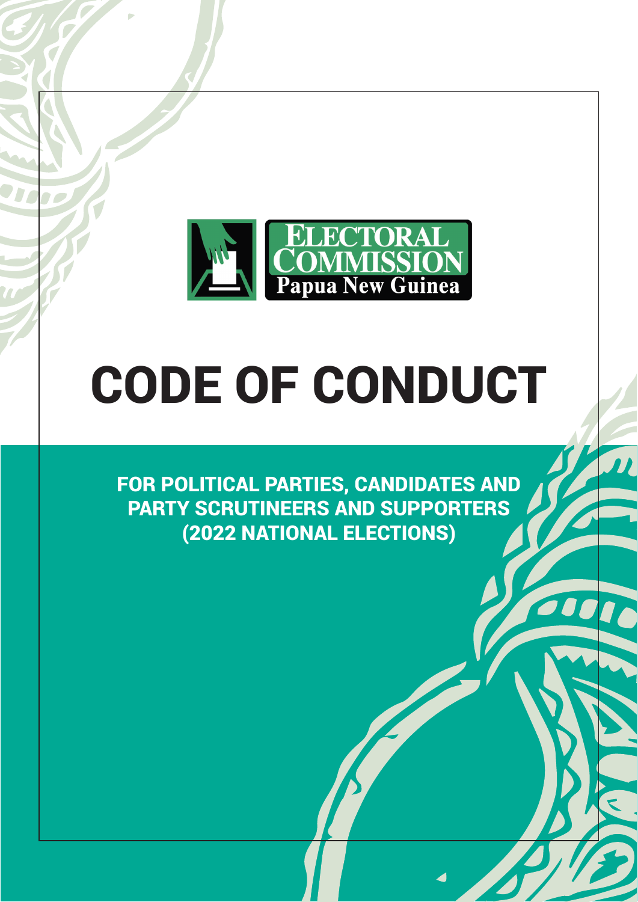ELECTORAL COMMISSION
Papua New Guinea

# CODE OF CONDUCT

## FOR POLITICAL PARTIES, CANDIDATES AND PARTY SCRUTINEERS AND SUPPORTERS (2022 NATIONAL ELECTIONS)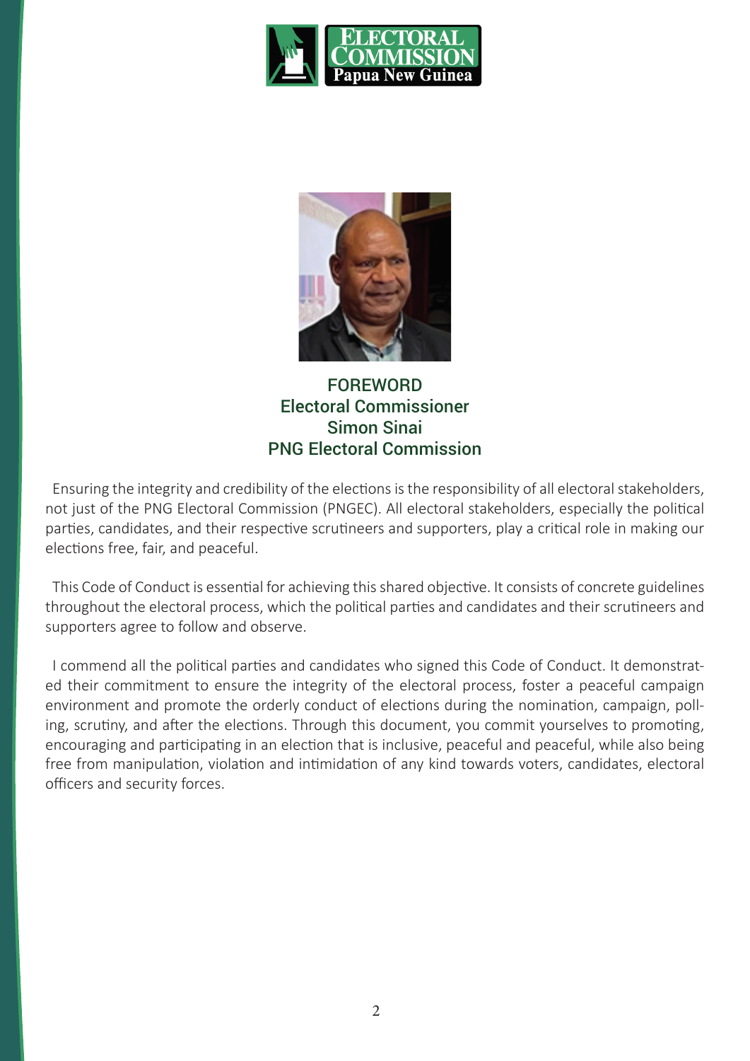# FOREWORD
## Electoral Commissioner
## Simon Sinai
## PNG Electoral Commission

Ensuring the integrity and credibility of the elections is the responsibility of all electoral stakeholders, not just of the PNG Electoral Commission (PNGEC). All electoral stakeholders, especially the political parties, candidates, and their respective scrutineers and supporters, play a critical role in making our elections free, fair, and peaceful.

This Code of Conduct is essential for achieving this shared objective. It consists of concrete guidelines throughout the electoral process, which the political parties and candidates and their scrutineers and supporters agree to follow and observe.

I commend all the political parties and candidates who signed this Code of Conduct. It demonstrated their commitment to ensure the integrity of the electoral process, foster a peaceful campaign environment and promote the orderly conduct of elections during the nomination, campaign, polling, scrutiny, and after the elections. Through this document, you commit yourselves to promoting, encouraging and participating in an election that is inclusive, peaceful and peaceful, while also being free from manipulation, violation and intimidation of any kind towards voters, candidates, electoral officers and security forces.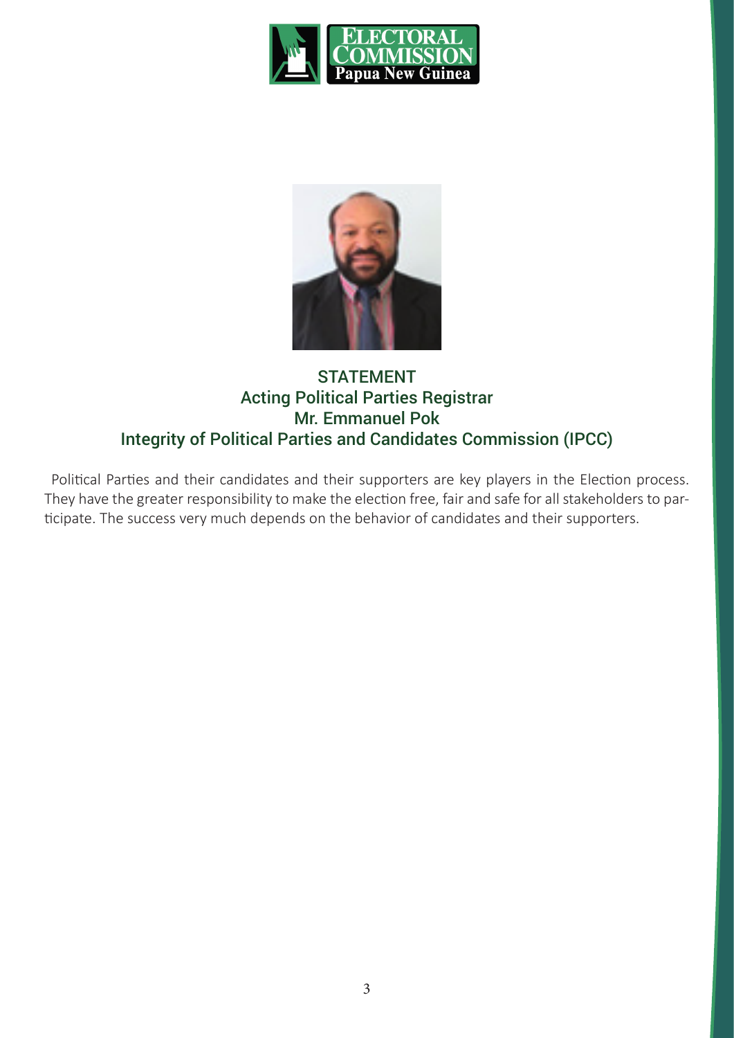## STATEMENT
## Acting Political Parties Registrar
## Mr. Emmanuel Pok
## Integrity of Political Parties and Candidates Commission (IPCC)

Political Parties and their candidates and their supporters are key players in the Election process. They have the greater responsibility to make the election free, fair and safe for all stakeholders to participate. The success very much depends on the behavior of candidates and their supporters.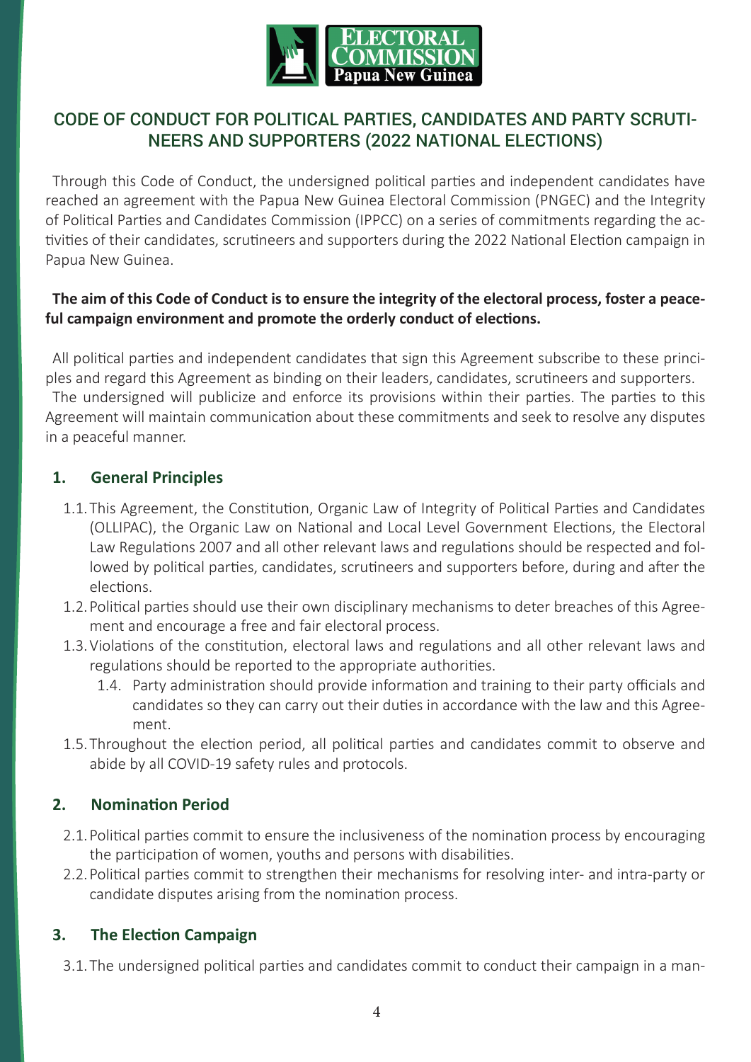# CODE OF CONDUCT FOR POLITICAL PARTIES, CANDIDATES AND PARTY SCRUTINEERS AND SUPPORTERS (2022 NATIONAL ELECTIONS)

Through this Code of Conduct, the undersigned political parties and independent candidates have reached an agreement with the Papua New Guinea Electoral Commission (PNGEC) and the Integrity of Political Parties and Candidates Commission (IPPCC) on a series of commitments regarding the activities of their candidates, scrutineers and supporters during the 2022 National Election campaign in Papua New Guinea.

**The aim of this Code of Conduct is to ensure the integrity of the electoral process, foster a peaceful campaign environment and promote the orderly conduct of elections.**

All political parties and independent candidates that sign this Agreement subscribe to these principles and regard this Agreement as binding on their leaders, candidates, scrutineers and supporters. The undersigned will publicize and enforce its provisions within their parties. The parties to this Agreement will maintain communication about these commitments and seek to resolve any disputes in a peaceful manner.

## 1. General Principles

1.1. This Agreement, the Constitution, Organic Law of Integrity of Political Parties and Candidates (OLLIPAC), the Organic Law on National and Local Level Government Elections, the Electoral Law Regulations 2007 and all other relevant laws and regulations should be respected and followed by political parties, candidates, scrutineers and supporters before, during and after the elections.

1.2. Political parties should use their own disciplinary mechanisms to deter breaches of this Agreement and encourage a free and fair electoral process.

1.3. Violations of the constitution, electoral laws and regulations and all other relevant laws and regulations should be reported to the appropriate authorities.

1.4. Party administration should provide information and training to their party officials and candidates so they can carry out their duties in accordance with the law and this Agreement.

1.5. Throughout the election period, all political parties and candidates commit to observe and abide by all COVID-19 safety rules and protocols.

## 2. Nomination Period

2.1. Political parties commit to ensure the inclusiveness of the nomination process by encouraging the participation of women, youths and persons with disabilities.

2.2. Political parties commit to strengthen their mechanisms for resolving inter- and intra-party or candidate disputes arising from the nomination process.

## 3. The Election Campaign

3.1. The undersigned political parties and candidates commit to conduct their campaign in a man-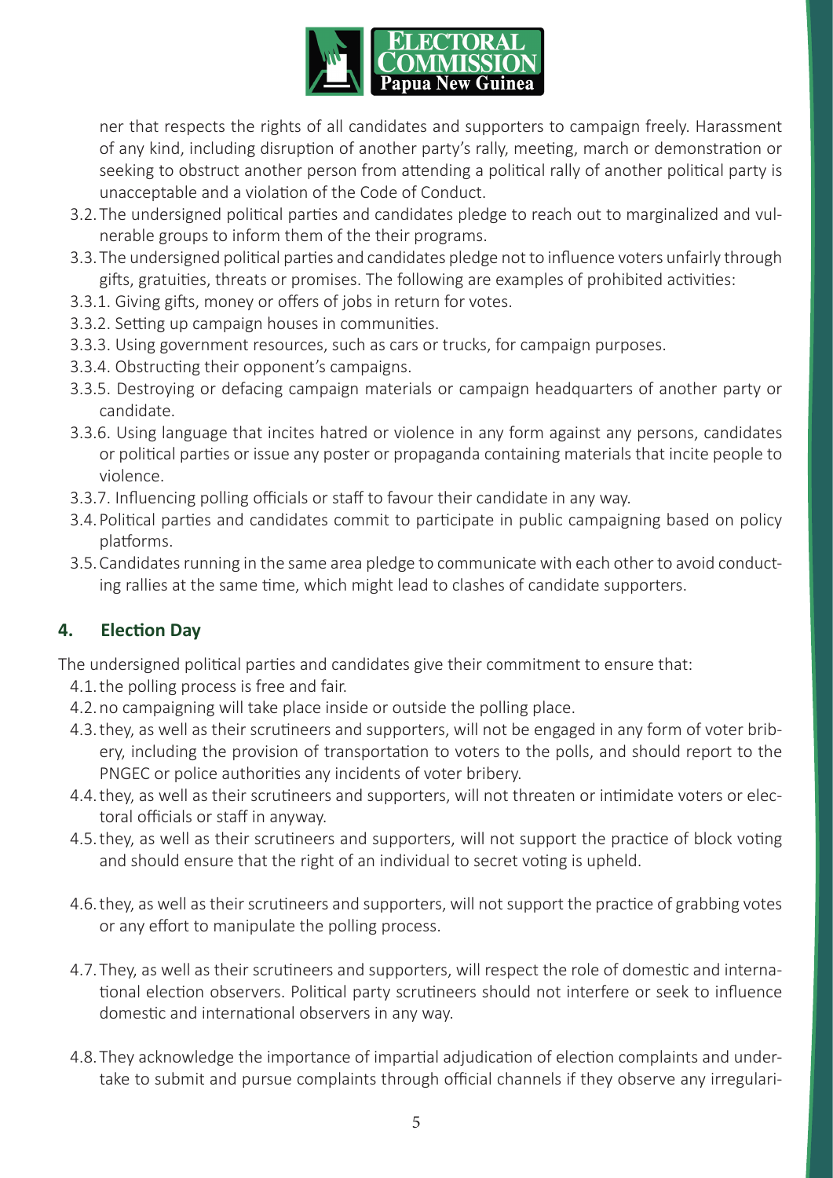ner that respects the rights of all candidates and supporters to campaign freely. Harassment of any kind, including disruption of another party's rally, meeting, march or demonstration or seeking to obstruct another person from attending a political rally of another political party is unacceptable and a violation of the Code of Conduct.

3.2. The undersigned political parties and candidates pledge to reach out to marginalized and vulnerable groups to inform them of the their programs.

3.3. The undersigned political parties and candidates pledge not to influence voters unfairly through gifts, gratuities, threats or promises. The following are examples of prohibited activities:

3.3.1. Giving gifts, money or offers of jobs in return for votes.

3.3.2. Setting up campaign houses in communities.

3.3.3. Using government resources, such as cars or trucks, for campaign purposes.

3.3.4. Obstructing their opponent's campaigns.

3.3.5. Destroying or defacing campaign materials or campaign headquarters of another party or candidate.

3.3.6. Using language that incites hatred or violence in any form against any persons, candidates or political parties or issue any poster or propaganda containing materials that incite people to violence.

3.3.7. Influencing polling officials or staff to favour their candidate in any way.

3.4. Political parties and candidates commit to participate in public campaigning based on policy platforms.

3.5. Candidates running in the same area pledge to communicate with each other to avoid conducting rallies at the same time, which might lead to clashes of candidate supporters.

## 4. Election Day

The undersigned political parties and candidates give their commitment to ensure that:

4.1. the polling process is free and fair.

4.2. no campaigning will take place inside or outside the polling place.

4.3. they, as well as their scrutineers and supporters, will not be engaged in any form of voter bribery, including the provision of transportation to voters to the polls, and should report to the PNGEC or police authorities any incidents of voter bribery.

4.4. they, as well as their scrutineers and supporters, will not threaten or intimidate voters or electoral officials or staff in anyway.

4.5. they, as well as their scrutineers and supporters, will not support the practice of block voting and should ensure that the right of an individual to secret voting is upheld.

4.6. they, as well as their scrutineers and supporters, will not support the practice of grabbing votes or any effort to manipulate the polling process.

4.7. They, as well as their scrutineers and supporters, will respect the role of domestic and international election observers. Political party scrutineers should not interfere or seek to influence domestic and international observers in any way.

4.8. They acknowledge the importance of impartial adjudication of election complaints and undertake to submit and pursue complaints through official channels if they observe any irregulari-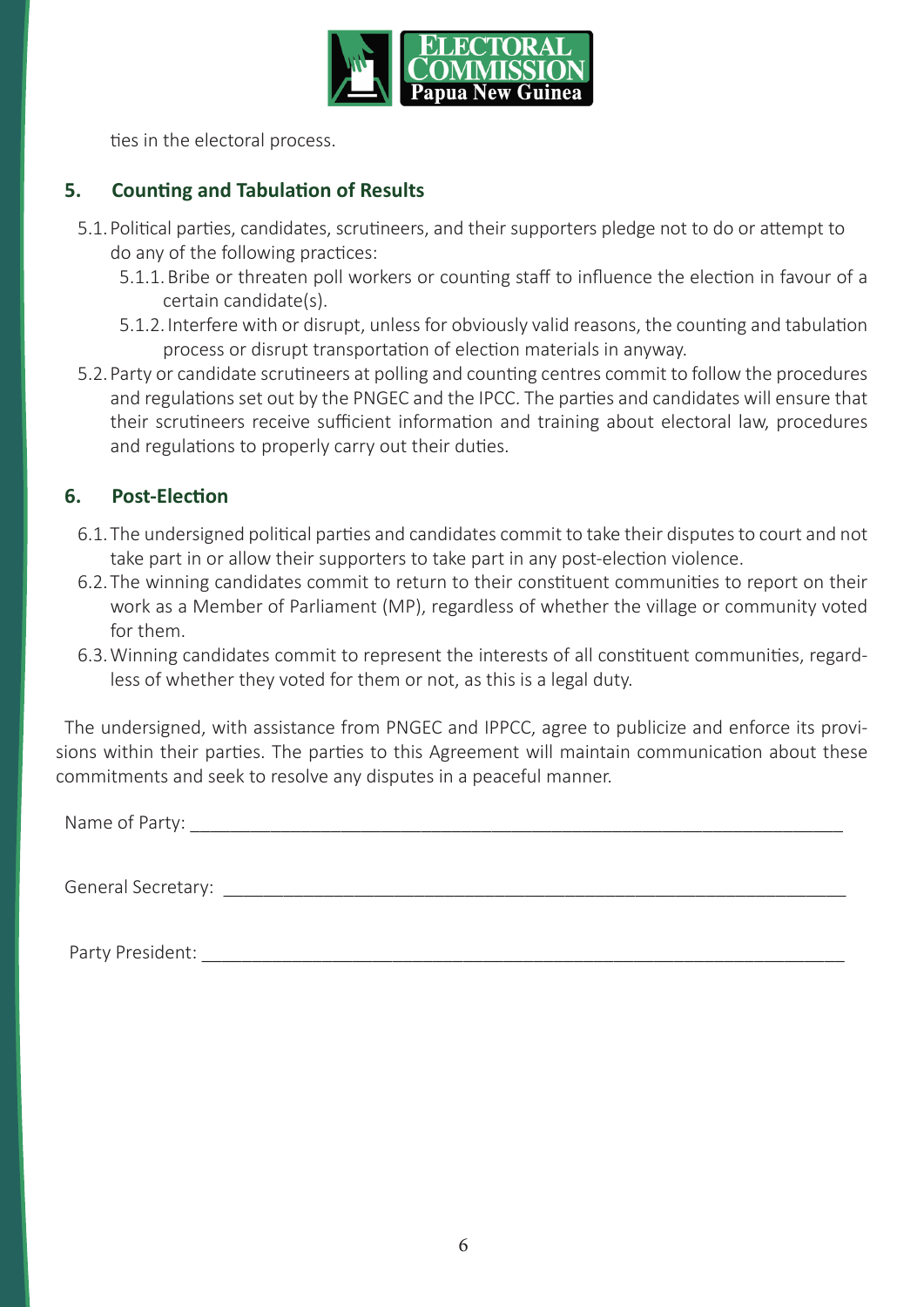ties in the electoral process.

## 5. Counting and Tabulation of Results

5.1. Political parties, candidates, scrutineers, and their supporters pledge not to do or attempt to do any of the following practices:

 5.1.1. Bribe or threaten poll workers or counting staff to influence the election in favour of a certain candidate(s).

 5.1.2. Interfere with or disrupt, unless for obviously valid reasons, the counting and tabulation process or disrupt transportation of election materials in anyway.

5.2. Party or candidate scrutineers at polling and counting centres commit to follow the procedures and regulations set out by the PNGEC and the IPCC. The parties and candidates will ensure that their scrutineers receive sufficient information and training about electoral law, procedures and regulations to properly carry out their duties.

## 6. Post-Election

6.1. The undersigned political parties and candidates commit to take their disputes to court and not take part in or allow their supporters to take part in any post-election violence.

6.2. The winning candidates commit to return to their constituent communities to report on their work as a Member of Parliament (MP), regardless of whether the village or community voted for them.

6.3. Winning candidates commit to represent the interests of all constituent communities, regardless of whether they voted for them or not, as this is a legal duty.

The undersigned, with assistance from PNGEC and IPPCC, agree to publicize and enforce its provisions within their parties. The parties to this Agreement will maintain communication about these commitments and seek to resolve any disputes in a peaceful manner.

Name of Party: ____________________________________________________________________

General Secretary: _________________________________________________________________

Party President: ___________________________________________________________________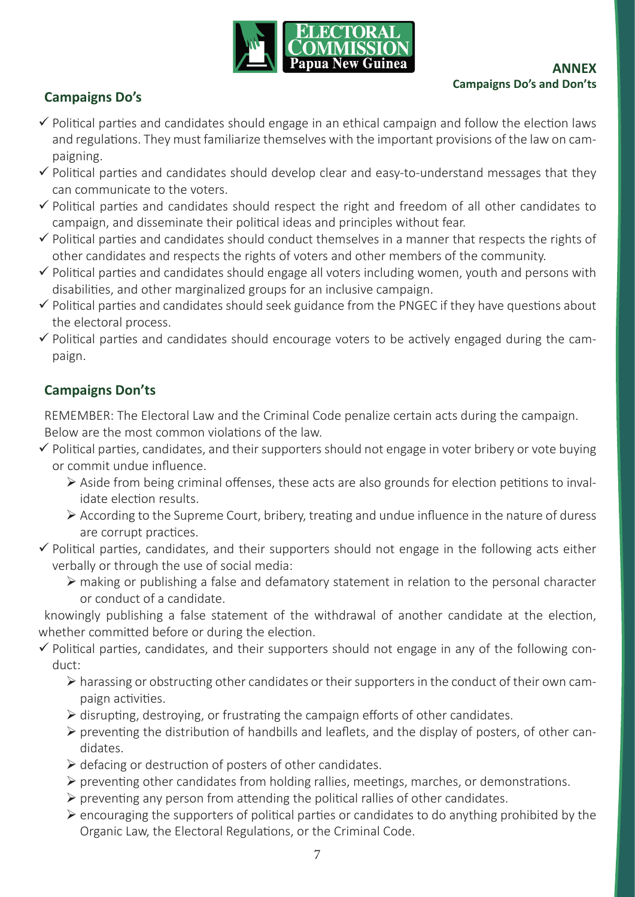**ANNEX**
**Campaigns Do's and Don'ts**

## Campaigns Do's

- ✓ Political parties and candidates should engage in an ethical campaign and follow the election laws and regulations. They must familiarize themselves with the important provisions of the law on campaigning.
- ✓ Political parties and candidates should develop clear and easy-to-understand messages that they can communicate to the voters.
- ✓ Political parties and candidates should respect the right and freedom of all other candidates to campaign, and disseminate their political ideas and principles without fear.
- ✓ Political parties and candidates should conduct themselves in a manner that respects the rights of other candidates and respects the rights of voters and other members of the community.
- ✓ Political parties and candidates should engage all voters including women, youth and persons with disabilities, and other marginalized groups for an inclusive campaign.
- ✓ Political parties and candidates should seek guidance from the PNGEC if they have questions about the electoral process.
- ✓ Political parties and candidates should encourage voters to be actively engaged during the campaign.

## Campaigns Don'ts

REMEMBER: The Electoral Law and the Criminal Code penalize certain acts during the campaign. Below are the most common violations of the law.

- ✓ Political parties, candidates, and their supporters should not engage in voter bribery or vote buying or commit undue influence.
  - ➢ Aside from being criminal offenses, these acts are also grounds for election petitions to invalidate election results.
  - ➢ According to the Supreme Court, bribery, treating and undue influence in the nature of duress are corrupt practices.
- ✓ Political parties, candidates, and their supporters should not engage in the following acts either verbally or through the use of social media:
  - ➢ making or publishing a false and defamatory statement in relation to the personal character or conduct of a candidate.

knowingly publishing a false statement of the withdrawal of another candidate at the election, whether committed before or during the election.

- ✓ Political parties, candidates, and their supporters should not engage in any of the following conduct:
  - ➢ harassing or obstructing other candidates or their supporters in the conduct of their own campaign activities.
  - ➢ disrupting, destroying, or frustrating the campaign efforts of other candidates.
  - ➢ preventing the distribution of handbills and leaflets, and the display of posters, of other candidates.
  - ➢ defacing or destruction of posters of other candidates.
  - ➢ preventing other candidates from holding rallies, meetings, marches, or demonstrations.
  - ➢ preventing any person from attending the political rallies of other candidates.
  - ➢ encouraging the supporters of political parties or candidates to do anything prohibited by the Organic Law, the Electoral Regulations, or the Criminal Code.